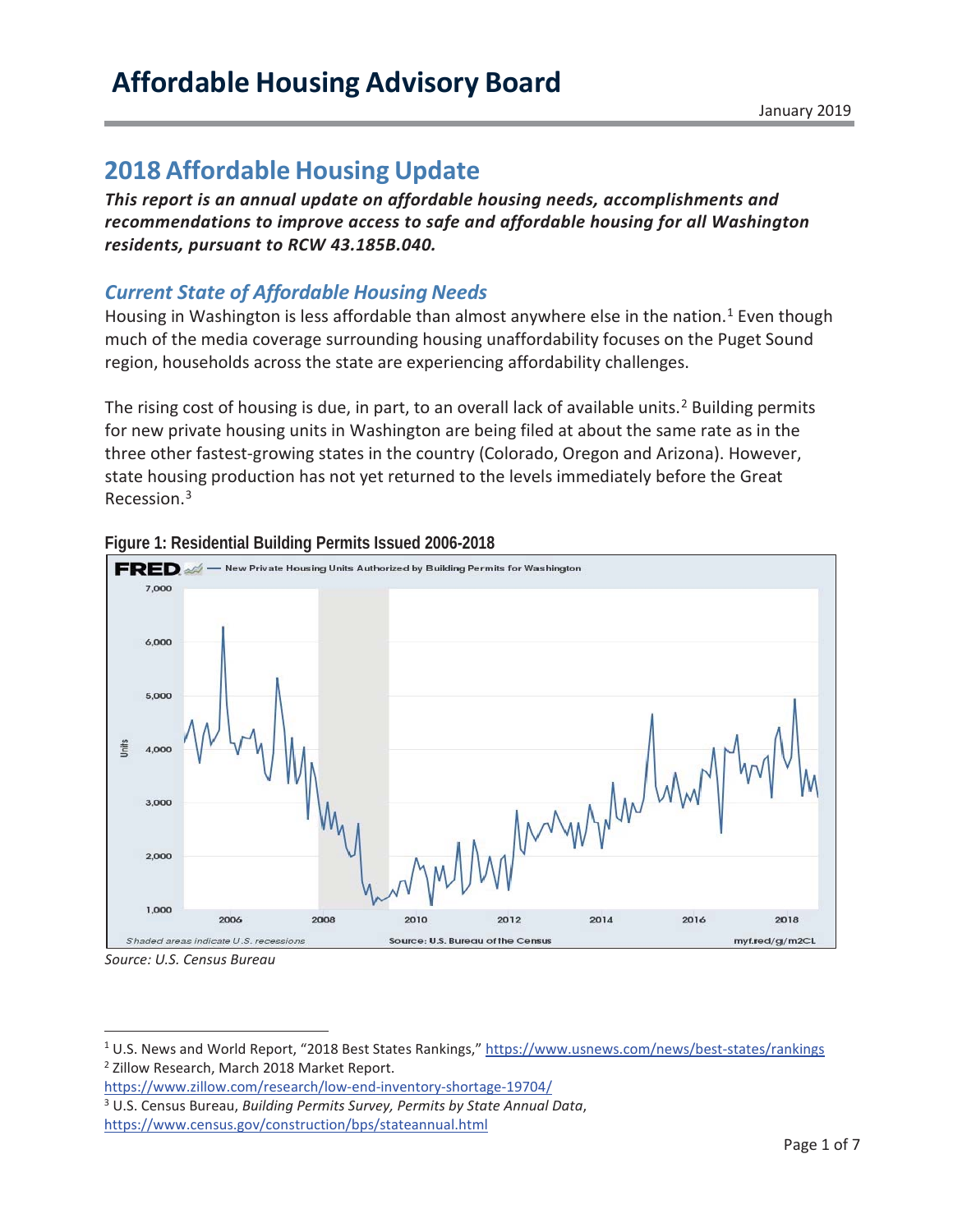# Affordable Housing Advisory Board

January 2019

## 2018 Affordable Housing Update

***This report is an annual update on affordable housing needs, accomplishments and recommendations to improve access to safe and affordable housing for all Washington residents, pursuant to RCW 43.185B.040.***

### *Current State of Affordable Housing Needs*

Housing in Washington is less affordable than almost anywhere else in the nation.[1] Even though much of the media coverage surrounding housing unaffordability focuses on the Puget Sound region, households across the state are experiencing affordability challenges.

The rising cost of housing is due, in part, to an overall lack of available units.[2] Building permits for new private housing units in Washington are being filed at about the same rate as in the three other fastest-growing states in the country (Colorado, Oregon and Arizona). However, state housing production has not yet returned to the levels immediately before the Great Recession.[3]

**Figure 1: Residential Building Permits Issued 2006-2018**

*Source: U.S. Census Bureau*

---

[1] U.S. News and World Report, "2018 Best States Rankings," https://www.usnews.com/news/best-states/rankings

[2] Zillow Research, March 2018 Market Report. https://www.zillow.com/research/low-end-inventory-shortage-19704/

[3] U.S. Census Bureau, *Building Permits Survey, Permits by State Annual Data*, https://www.census.gov/construction/bps/stateannual.html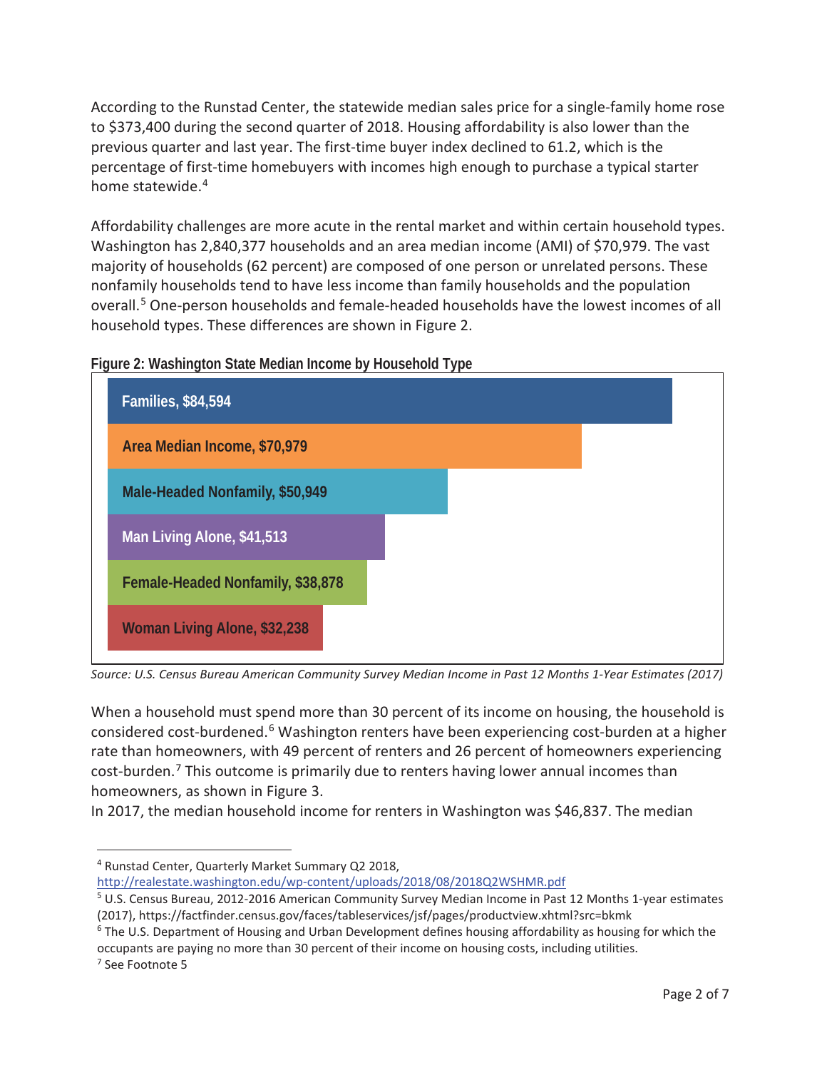According to the Runstad Center, the statewide median sales price for a single-family home rose to $373,400 during the second quarter of 2018. Housing affordability is also lower than the previous quarter and last year. The first-time buyer index declined to 61.2, which is the percentage of first-time homebuyers with incomes high enough to purchase a typical starter home statewide.[4]

Affordability challenges are more acute in the rental market and within certain household types. Washington has 2,840,377 households and an area median income (AMI) of $70,979. The vast majority of households (62 percent) are composed of one person or unrelated persons. These nonfamily households tend to have less income than family households and the population overall.[5] One-person households and female-headed households have the lowest incomes of all household types. These differences are shown in Figure 2.

**Figure 2: Washington State Median Income by Household Type**

| Household Type | Median Income |
|---|---|
| Families | $84,594 |
| Area Median Income | $70,979 |
| Male-Headed Nonfamily | $50,949 |
| Man Living Alone | $41,513 |
| Female-Headed Nonfamily | $38,878 |
| Woman Living Alone | $32,238 |

*Source: U.S. Census Bureau American Community Survey Median Income in Past 12 Months 1-Year Estimates (2017)*

When a household must spend more than 30 percent of its income on housing, the household is considered cost-burdened.[6] Washington renters have been experiencing cost-burden at a higher rate than homeowners, with 49 percent of renters and 26 percent of homeowners experiencing cost-burden.[7] This outcome is primarily due to renters having lower annual incomes than homeowners, as shown in Figure 3.

In 2017, the median household income for renters in Washington was $46,837. The median

---

[4] Runstad Center, Quarterly Market Summary Q2 2018, http://realestate.washington.edu/wp-content/uploads/2018/08/2018Q2WSHMR.pdf

[5] U.S. Census Bureau, 2012-2016 American Community Survey Median Income in Past 12 Months 1-year estimates (2017), https://factfinder.census.gov/faces/tableservices/jsf/pages/productview.xhtml?src=bkmk

[6] The U.S. Department of Housing and Urban Development defines housing affordability as housing for which the occupants are paying no more than 30 percent of their income on housing costs, including utilities.

[7] See Footnote 5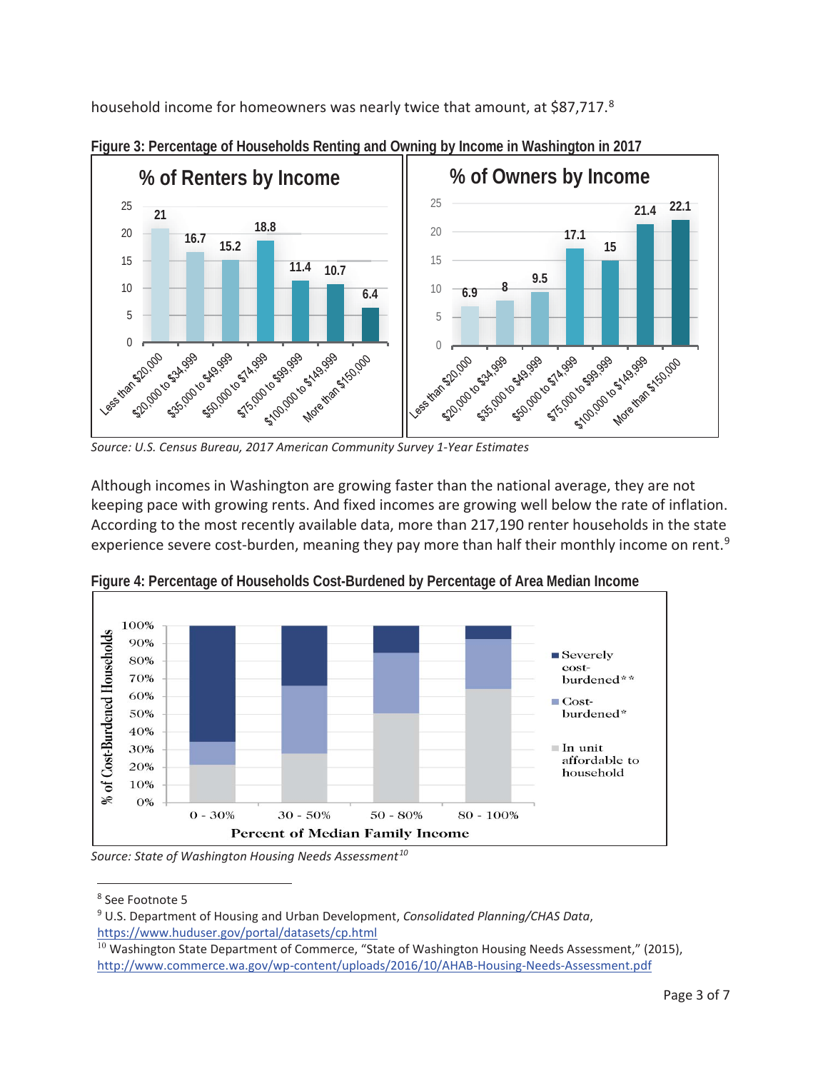household income for homeowners was nearly twice that amount, at $87,717.[8]

**Figure 3: Percentage of Households Renting and Owning by Income in Washington in 2017**

*Source: U.S. Census Bureau, 2017 American Community Survey 1-Year Estimates*

Although incomes in Washington are growing faster than the national average, they are not keeping pace with growing rents. And fixed incomes are growing well below the rate of inflation. According to the most recently available data, more than 217,190 renter households in the state experience severe cost-burden, meaning they pay more than half their monthly income on rent.[9]

**Figure 4: Percentage of Households Cost-Burdened by Percentage of Area Median Income**

*Source: State of Washington Housing Needs Assessment[10]*

---

[8] See Footnote 5

[9] U.S. Department of Housing and Urban Development, *Consolidated Planning/CHAS Data*, https://www.huduser.gov/portal/datasets/cp.html

[10] Washington State Department of Commerce, "State of Washington Housing Needs Assessment," (2015), http://www.commerce.wa.gov/wp-content/uploads/2016/10/AHAB-Housing-Needs-Assessment.pdf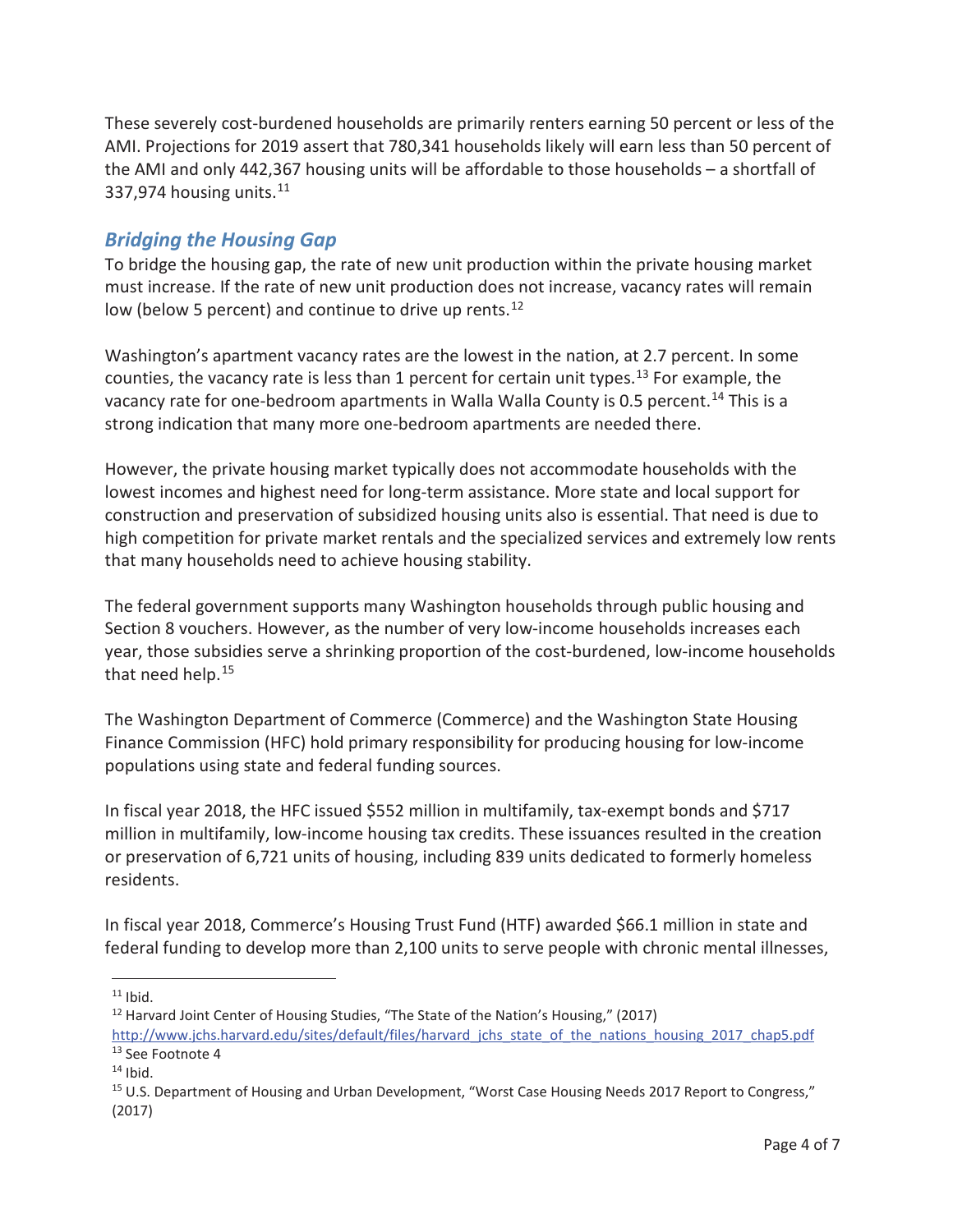These severely cost-burdened households are primarily renters earning 50 percent or less of the AMI. Projections for 2019 assert that 780,341 households likely will earn less than 50 percent of the AMI and only 442,367 housing units will be affordable to those households – a shortfall of 337,974 housing units.[11]

## *Bridging the Housing Gap*

To bridge the housing gap, the rate of new unit production within the private housing market must increase. If the rate of new unit production does not increase, vacancy rates will remain low (below 5 percent) and continue to drive up rents.[12]

Washington's apartment vacancy rates are the lowest in the nation, at 2.7 percent. In some counties, the vacancy rate is less than 1 percent for certain unit types.[13] For example, the vacancy rate for one-bedroom apartments in Walla Walla County is 0.5 percent.[14] This is a strong indication that many more one-bedroom apartments are needed there.

However, the private housing market typically does not accommodate households with the lowest incomes and highest need for long-term assistance. More state and local support for construction and preservation of subsidized housing units also is essential. That need is due to high competition for private market rentals and the specialized services and extremely low rents that many households need to achieve housing stability.

The federal government supports many Washington households through public housing and Section 8 vouchers. However, as the number of very low-income households increases each year, those subsidies serve a shrinking proportion of the cost-burdened, low-income households that need help.[15]

The Washington Department of Commerce (Commerce) and the Washington State Housing Finance Commission (HFC) hold primary responsibility for producing housing for low-income populations using state and federal funding sources.

In fiscal year 2018, the HFC issued $552 million in multifamily, tax-exempt bonds and $717 million in multifamily, low-income housing tax credits. These issuances resulted in the creation or preservation of 6,721 units of housing, including 839 units dedicated to formerly homeless residents.

In fiscal year 2018, Commerce's Housing Trust Fund (HTF) awarded $66.1 million in state and federal funding to develop more than 2,100 units to serve people with chronic mental illnesses,

---

[11] Ibid.

[12] Harvard Joint Center of Housing Studies, "The State of the Nation's Housing," (2017) http://www.jchs.harvard.edu/sites/default/files/harvard_jchs_state_of_the_nations_housing_2017_chap5.pdf

[13] See Footnote 4

[14] Ibid.

[15] U.S. Department of Housing and Urban Development, "Worst Case Housing Needs 2017 Report to Congress," (2017)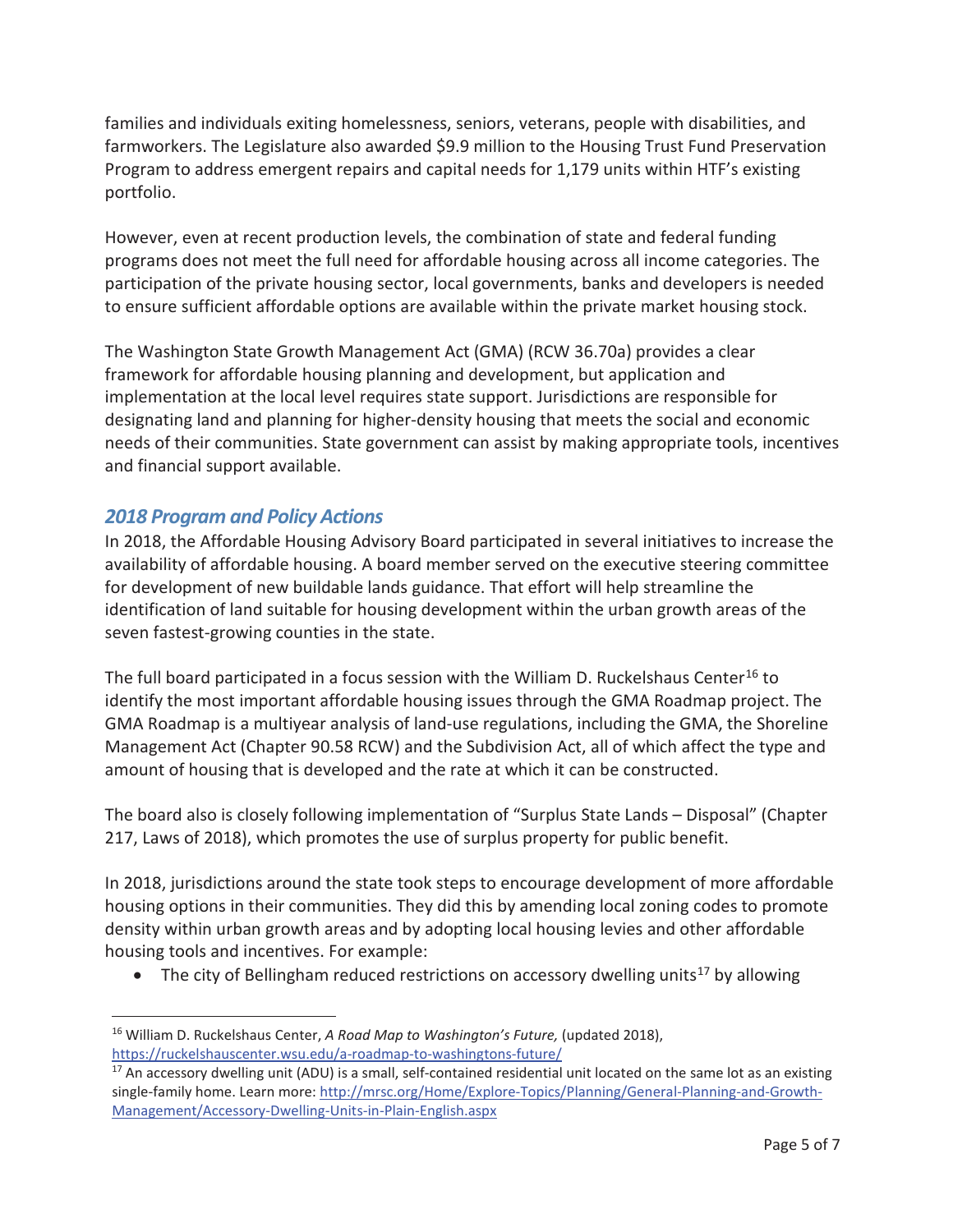families and individuals exiting homelessness, seniors, veterans, people with disabilities, and farmworkers. The Legislature also awarded $9.9 million to the Housing Trust Fund Preservation Program to address emergent repairs and capital needs for 1,179 units within HTF's existing portfolio.

However, even at recent production levels, the combination of state and federal funding programs does not meet the full need for affordable housing across all income categories. The participation of the private housing sector, local governments, banks and developers is needed to ensure sufficient affordable options are available within the private market housing stock.

The Washington State Growth Management Act (GMA) (RCW 36.70a) provides a clear framework for affordable housing planning and development, but application and implementation at the local level requires state support. Jurisdictions are responsible for designating land and planning for higher-density housing that meets the social and economic needs of their communities. State government can assist by making appropriate tools, incentives and financial support available.

## *2018 Program and Policy Actions*

In 2018, the Affordable Housing Advisory Board participated in several initiatives to increase the availability of affordable housing. A board member served on the executive steering committee for development of new buildable lands guidance. That effort will help streamline the identification of land suitable for housing development within the urban growth areas of the seven fastest-growing counties in the state.

The full board participated in a focus session with the William D. Ruckelshaus Center[16] to identify the most important affordable housing issues through the GMA Roadmap project. The GMA Roadmap is a multiyear analysis of land-use regulations, including the GMA, the Shoreline Management Act (Chapter 90.58 RCW) and the Subdivision Act, all of which affect the type and amount of housing that is developed and the rate at which it can be constructed.

The board also is closely following implementation of "Surplus State Lands – Disposal" (Chapter 217, Laws of 2018), which promotes the use of surplus property for public benefit.

In 2018, jurisdictions around the state took steps to encourage development of more affordable housing options in their communities. They did this by amending local zoning codes to promote density within urban growth areas and by adopting local housing levies and other affordable housing tools and incentives. For example:

- The city of Bellingham reduced restrictions on accessory dwelling units[17] by allowing

---

[16] William D. Ruckelshaus Center, *A Road Map to Washington's Future,* (updated 2018), https://ruckelshauscenter.wsu.edu/a-roadmap-to-washingtons-future/

[17] An accessory dwelling unit (ADU) is a small, self-contained residential unit located on the same lot as an existing single-family home. Learn more: http://mrsc.org/Home/Explore-Topics/Planning/General-Planning-and-Growth-Management/Accessory-Dwelling-Units-in-Plain-English.aspx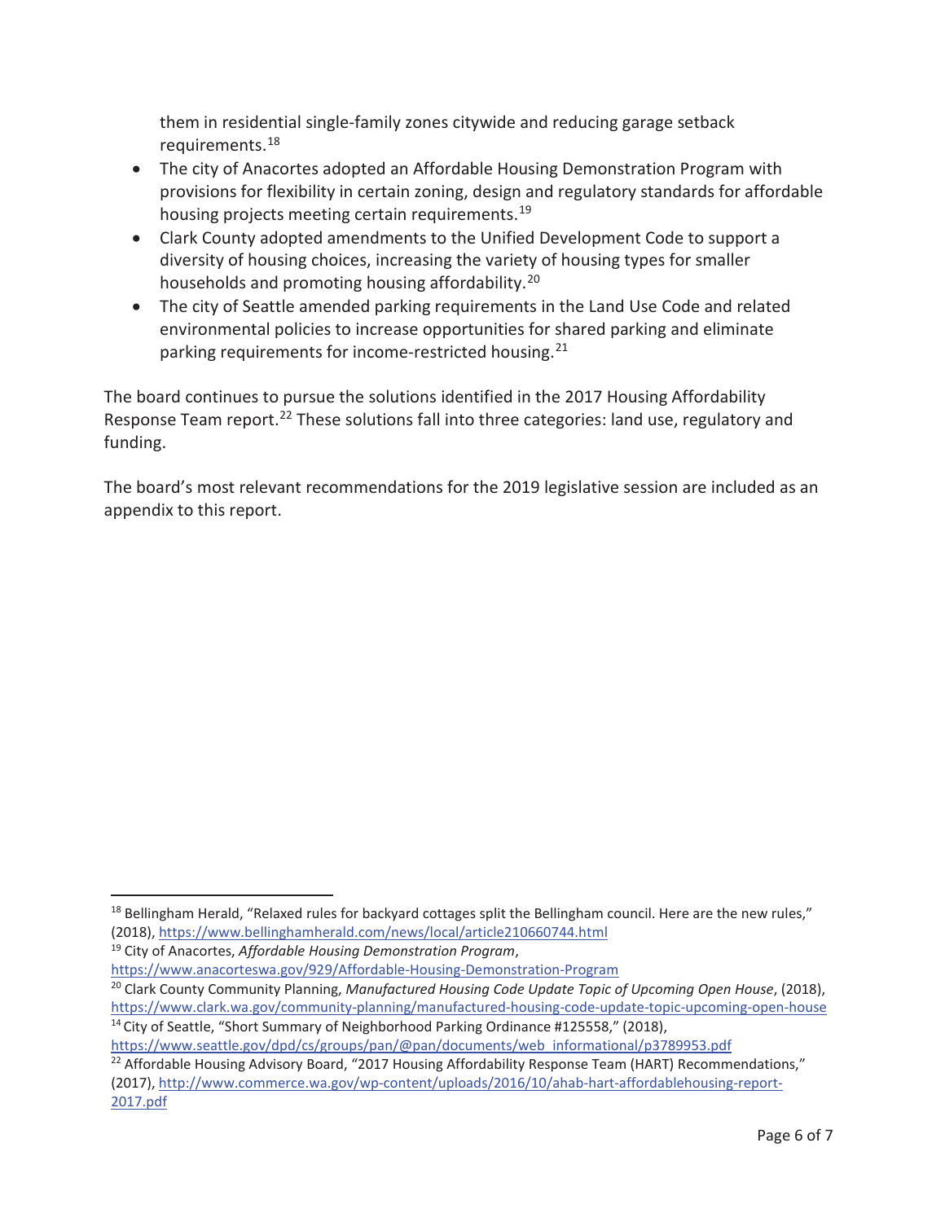them in residential single-family zones citywide and reducing garage setback requirements.[18]

- The city of Anacortes adopted an Affordable Housing Demonstration Program with provisions for flexibility in certain zoning, design and regulatory standards for affordable housing projects meeting certain requirements.[19]
- Clark County adopted amendments to the Unified Development Code to support a diversity of housing choices, increasing the variety of housing types for smaller households and promoting housing affordability.[20]
- The city of Seattle amended parking requirements in the Land Use Code and related environmental policies to increase opportunities for shared parking and eliminate parking requirements for income-restricted housing.[21]

The board continues to pursue the solutions identified in the 2017 Housing Affordability Response Team report.[22] These solutions fall into three categories: land use, regulatory and funding.

The board's most relevant recommendations for the 2019 legislative session are included as an appendix to this report.

---

[18] Bellingham Herald, "Relaxed rules for backyard cottages split the Bellingham council. Here are the new rules," (2018), https://www.bellinghamherald.com/news/local/article210660744.html

[19] City of Anacortes, *Affordable Housing Demonstration Program*, https://www.anacorteswa.gov/929/Affordable-Housing-Demonstration-Program

[20] Clark County Community Planning, *Manufactured Housing Code Update Topic of Upcoming Open House*, (2018), https://www.clark.wa.gov/community-planning/manufactured-housing-code-update-topic-upcoming-open-house

[14] City of Seattle, "Short Summary of Neighborhood Parking Ordinance #125558," (2018), https://www.seattle.gov/dpd/cs/groups/pan/@pan/documents/web_informational/p3789953.pdf

[22] Affordable Housing Advisory Board, "2017 Housing Affordability Response Team (HART) Recommendations," (2017), http://www.commerce.wa.gov/wp-content/uploads/2016/10/ahab-hart-affordablehousing-report-2017.pdf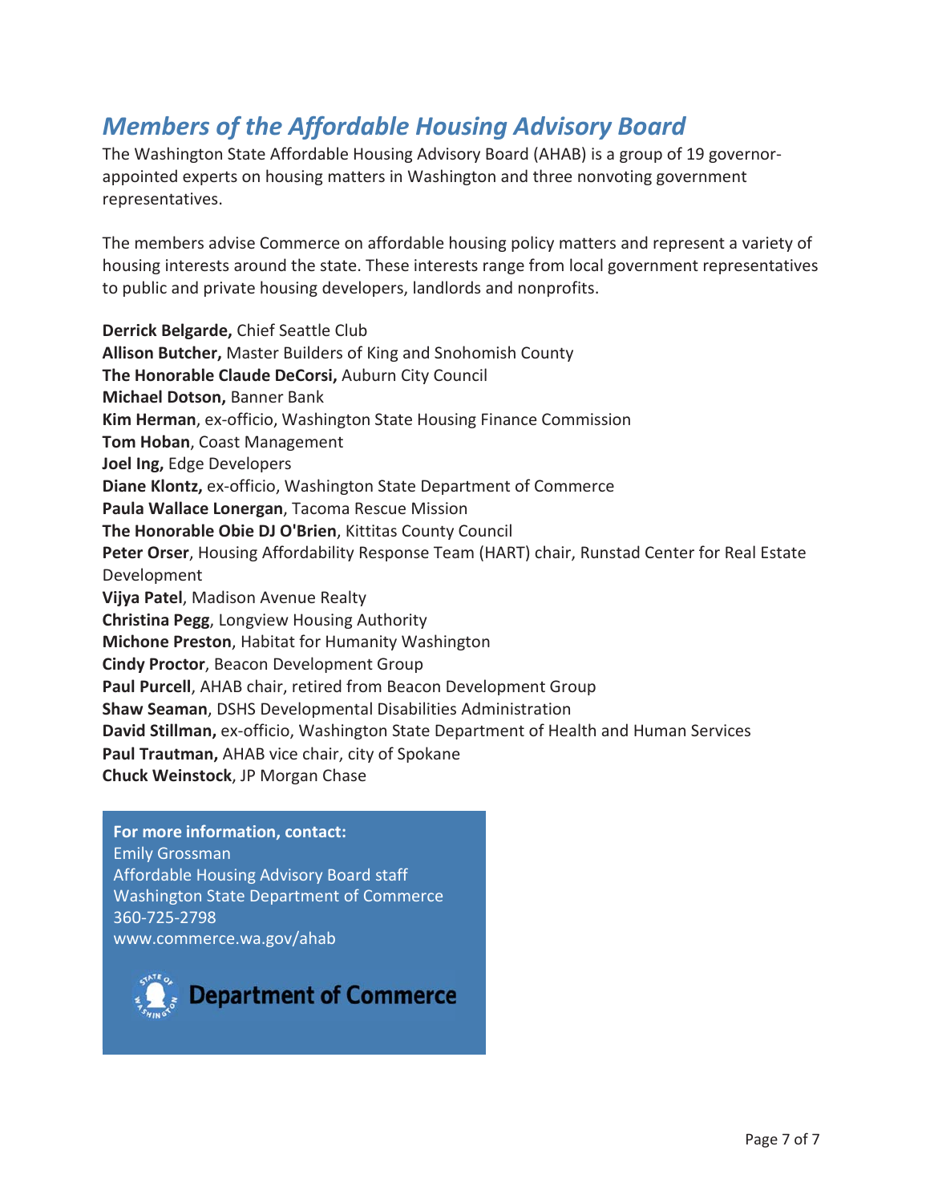## *Members of the Affordable Housing Advisory Board*

The Washington State Affordable Housing Advisory Board (AHAB) is a group of 19 governor-appointed experts on housing matters in Washington and three nonvoting government representatives.

The members advise Commerce on affordable housing policy matters and represent a variety of housing interests around the state. These interests range from local government representatives to public and private housing developers, landlords and nonprofits.

**Derrick Belgarde,** Chief Seattle Club
**Allison Butcher,** Master Builders of King and Snohomish County
**The Honorable Claude DeCorsi,** Auburn City Council
**Michael Dotson,** Banner Bank
**Kim Herman**, ex-officio, Washington State Housing Finance Commission
**Tom Hoban**, Coast Management
**Joel Ing,** Edge Developers
**Diane Klontz,** ex-officio, Washington State Department of Commerce
**Paula Wallace Lonergan**, Tacoma Rescue Mission
**The Honorable Obie DJ O'Brien**, Kittitas County Council
**Peter Orser**, Housing Affordability Response Team (HART) chair, Runstad Center for Real Estate Development
**Vijya Patel**, Madison Avenue Realty
**Christina Pegg**, Longview Housing Authority
**Michone Preston**, Habitat for Humanity Washington
**Cindy Proctor**, Beacon Development Group
**Paul Purcell**, AHAB chair, retired from Beacon Development Group
**Shaw Seaman**, DSHS Developmental Disabilities Administration
**David Stillman,** ex-officio, Washington State Department of Health and Human Services
**Paul Trautman,** AHAB vice chair, city of Spokane
**Chuck Weinstock**, JP Morgan Chase

**For more information, contact:**
Emily Grossman
Affordable Housing Advisory Board staff
Washington State Department of Commerce
360-725-2798
www.commerce.wa.gov/ahab

Department of Commerce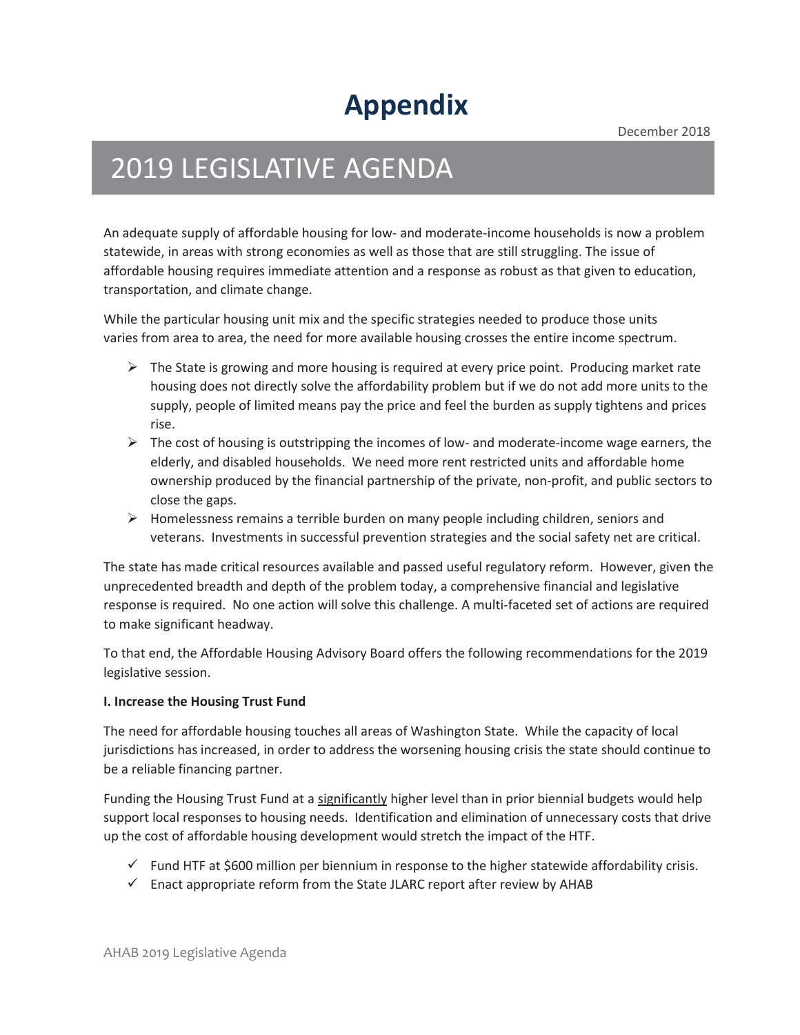# Appendix

December 2018

## 2019 LEGISLATIVE AGENDA

An adequate supply of affordable housing for low- and moderate-income households is now a problem statewide, in areas with strong economies as well as those that are still struggling. The issue of affordable housing requires immediate attention and a response as robust as that given to education, transportation, and climate change.

While the particular housing unit mix and the specific strategies needed to produce those units varies from area to area, the need for more available housing crosses the entire income spectrum.

- The State is growing and more housing is required at every price point. Producing market rate housing does not directly solve the affordability problem but if we do not add more units to the supply, people of limited means pay the price and feel the burden as supply tightens and prices rise.
- The cost of housing is outstripping the incomes of low- and moderate-income wage earners, the elderly, and disabled households. We need more rent restricted units and affordable home ownership produced by the financial partnership of the private, non-profit, and public sectors to close the gaps.
- Homelessness remains a terrible burden on many people including children, seniors and veterans. Investments in successful prevention strategies and the social safety net are critical.

The state has made critical resources available and passed useful regulatory reform. However, given the unprecedented breadth and depth of the problem today, a comprehensive financial and legislative response is required. No one action will solve this challenge. A multi-faceted set of actions are required to make significant headway.

To that end, the Affordable Housing Advisory Board offers the following recommendations for the 2019 legislative session.

**I. Increase the Housing Trust Fund**

The need for affordable housing touches all areas of Washington State. While the capacity of local jurisdictions has increased, in order to address the worsening housing crisis the state should continue to be a reliable financing partner.

Funding the Housing Trust Fund at a <u>significantly</u> higher level than in prior biennial budgets would help support local responses to housing needs. Identification and elimination of unnecessary costs that drive up the cost of affordable housing development would stretch the impact of the HTF.

- ✓ Fund HTF at $600 million per biennium in response to the higher statewide affordability crisis.
- ✓ Enact appropriate reform from the State JLARC report after review by AHAB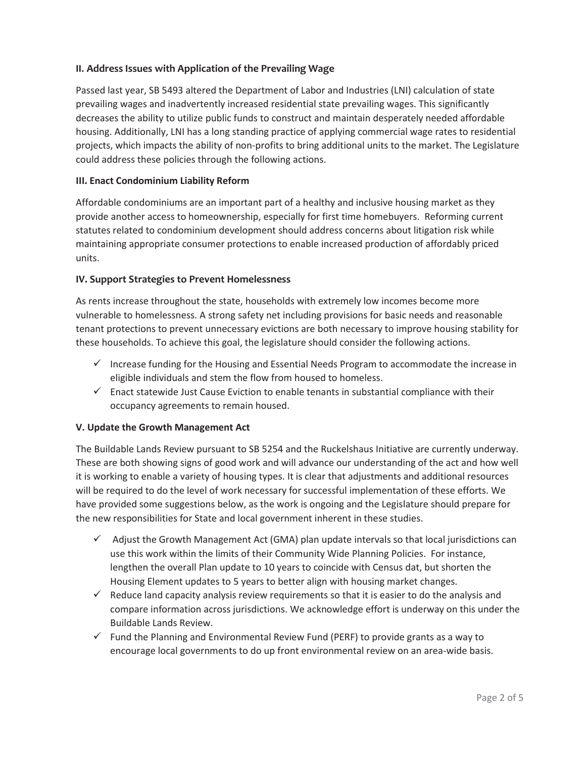**II. Address Issues with Application of the Prevailing Wage**

Passed last year, SB 5493 altered the Department of Labor and Industries (LNI) calculation of state prevailing wages and inadvertently increased residential state prevailing wages. This significantly decreases the ability to utilize public funds to construct and maintain desperately needed affordable housing. Additionally, LNI has a long standing practice of applying commercial wage rates to residential projects, which impacts the ability of non-profits to bring additional units to the market. The Legislature could address these policies through the following actions.

**III. Enact Condominium Liability Reform**

Affordable condominiums are an important part of a healthy and inclusive housing market as they provide another access to homeownership, especially for first time homebuyers. Reforming current statutes related to condominium development should address concerns about litigation risk while maintaining appropriate consumer protections to enable increased production of affordably priced units.

**IV. Support Strategies to Prevent Homelessness**

As rents increase throughout the state, households with extremely low incomes become more vulnerable to homelessness. A strong safety net including provisions for basic needs and reasonable tenant protections to prevent unnecessary evictions are both necessary to improve housing stability for these households. To achieve this goal, the legislature should consider the following actions.

- ✓ Increase funding for the Housing and Essential Needs Program to accommodate the increase in eligible individuals and stem the flow from housed to homeless.
- ✓ Enact statewide Just Cause Eviction to enable tenants in substantial compliance with their occupancy agreements to remain housed.

**V. Update the Growth Management Act**

The Buildable Lands Review pursuant to SB 5254 and the Ruckelshaus Initiative are currently underway. These are both showing signs of good work and will advance our understanding of the act and how well it is working to enable a variety of housing types. It is clear that adjustments and additional resources will be required to do the level of work necessary for successful implementation of these efforts. We have provided some suggestions below, as the work is ongoing and the Legislature should prepare for the new responsibilities for State and local government inherent in these studies.

- ✓ Adjust the Growth Management Act (GMA) plan update intervals so that local jurisdictions can use this work within the limits of their Community Wide Planning Policies. For instance, lengthen the overall Plan update to 10 years to coincide with Census dat, but shorten the Housing Element updates to 5 years to better align with housing market changes.
- ✓ Reduce land capacity analysis review requirements so that it is easier to do the analysis and compare information across jurisdictions. We acknowledge effort is underway on this under the Buildable Lands Review.
- ✓ Fund the Planning and Environmental Review Fund (PERF) to provide grants as a way to encourage local governments to do up front environmental review on an area-wide basis.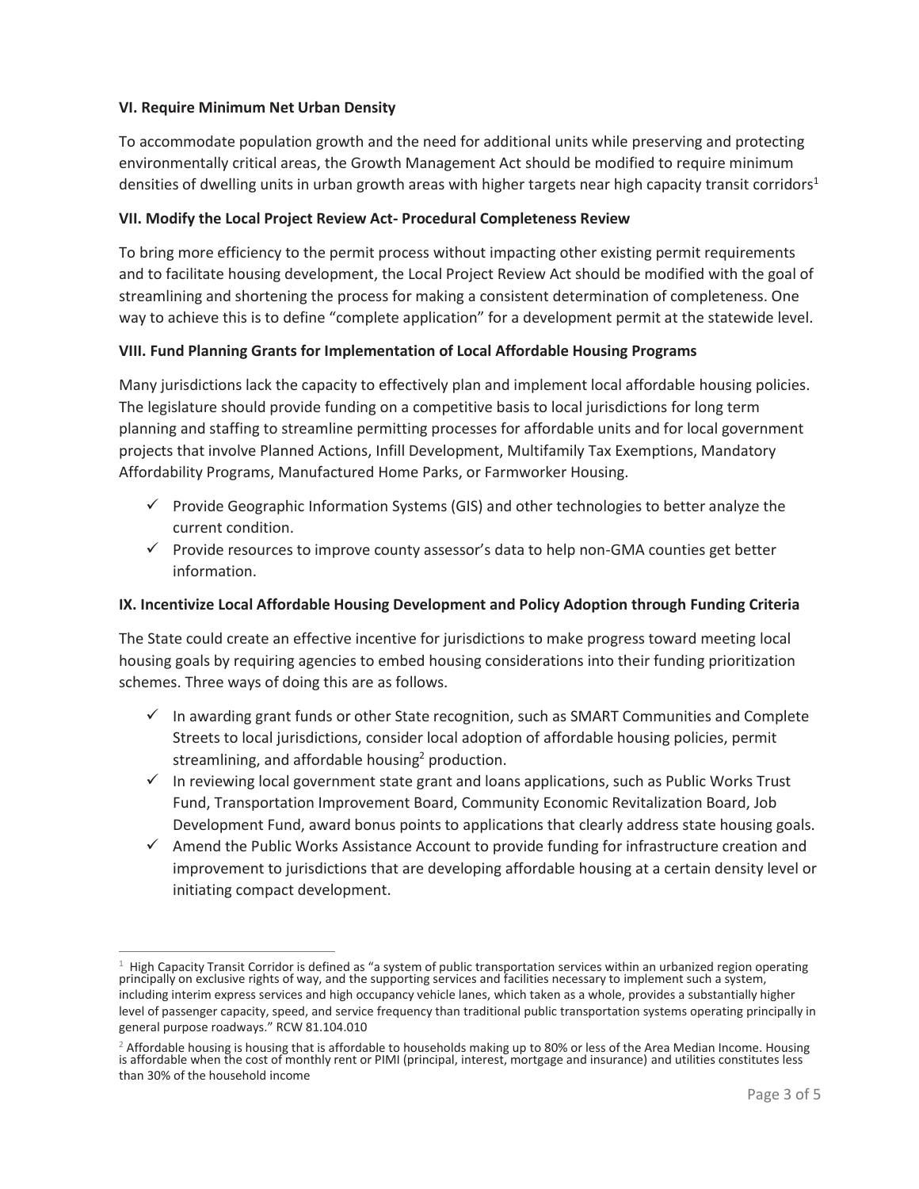### VI. Require Minimum Net Urban Density

To accommodate population growth and the need for additional units while preserving and protecting environmentally critical areas, the Growth Management Act should be modified to require minimum densities of dwelling units in urban growth areas with higher targets near high capacity transit corridors[1]

### VII. Modify the Local Project Review Act- Procedural Completeness Review

To bring more efficiency to the permit process without impacting other existing permit requirements and to facilitate housing development, the Local Project Review Act should be modified with the goal of streamlining and shortening the process for making a consistent determination of completeness. One way to achieve this is to define "complete application" for a development permit at the statewide level.

### VIII. Fund Planning Grants for Implementation of Local Affordable Housing Programs

Many jurisdictions lack the capacity to effectively plan and implement local affordable housing policies. The legislature should provide funding on a competitive basis to local jurisdictions for long term planning and staffing to streamline permitting processes for affordable units and for local government projects that involve Planned Actions, Infill Development, Multifamily Tax Exemptions, Mandatory Affordability Programs, Manufactured Home Parks, or Farmworker Housing.

- ✓ Provide Geographic Information Systems (GIS) and other technologies to better analyze the current condition.
- ✓ Provide resources to improve county assessor's data to help non-GMA counties get better information.

### IX. Incentivize Local Affordable Housing Development and Policy Adoption through Funding Criteria

The State could create an effective incentive for jurisdictions to make progress toward meeting local housing goals by requiring agencies to embed housing considerations into their funding prioritization schemes. Three ways of doing this are as follows.

- ✓ In awarding grant funds or other State recognition, such as SMART Communities and Complete Streets to local jurisdictions, consider local adoption of affordable housing policies, permit streamlining, and affordable housing[2] production.
- ✓ In reviewing local government state grant and loans applications, such as Public Works Trust Fund, Transportation Improvement Board, Community Economic Revitalization Board, Job Development Fund, award bonus points to applications that clearly address state housing goals.
- ✓ Amend the Public Works Assistance Account to provide funding for infrastructure creation and improvement to jurisdictions that are developing affordable housing at a certain density level or initiating compact development.

---

[1] High Capacity Transit Corridor is defined as "a system of public transportation services within an urbanized region operating principally on exclusive rights of way, and the supporting services and facilities necessary to implement such a system, including interim express services and high occupancy vehicle lanes, which taken as a whole, provides a substantially higher level of passenger capacity, speed, and service frequency than traditional public transportation systems operating principally in general purpose roadways." RCW 81.104.010

[2] Affordable housing is housing that is affordable to households making up to 80% or less of the Area Median Income. Housing is affordable when the cost of monthly rent or PIMI (principal, interest, mortgage and insurance) and utilities constitutes less than 30% of the household income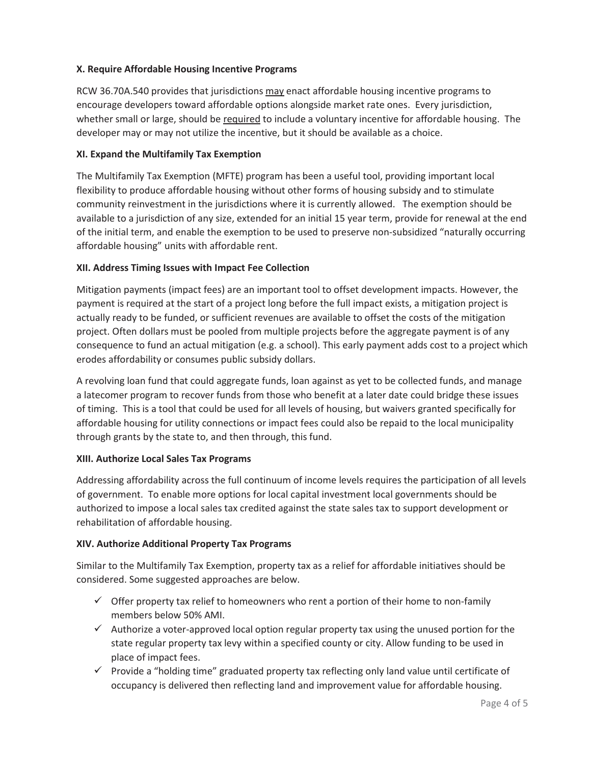### X. Require Affordable Housing Incentive Programs

RCW 36.70A.540 provides that jurisdictions may enact affordable housing incentive programs to encourage developers toward affordable options alongside market rate ones. Every jurisdiction, whether small or large, should be required to include a voluntary incentive for affordable housing. The developer may or may not utilize the incentive, but it should be available as a choice.

### XI. Expand the Multifamily Tax Exemption

The Multifamily Tax Exemption (MFTE) program has been a useful tool, providing important local flexibility to produce affordable housing without other forms of housing subsidy and to stimulate community reinvestment in the jurisdictions where it is currently allowed. The exemption should be available to a jurisdiction of any size, extended for an initial 15 year term, provide for renewal at the end of the initial term, and enable the exemption to be used to preserve non-subsidized "naturally occurring affordable housing" units with affordable rent.

### XII. Address Timing Issues with Impact Fee Collection

Mitigation payments (impact fees) are an important tool to offset development impacts. However, the payment is required at the start of a project long before the full impact exists, a mitigation project is actually ready to be funded, or sufficient revenues are available to offset the costs of the mitigation project. Often dollars must be pooled from multiple projects before the aggregate payment is of any consequence to fund an actual mitigation (e.g. a school). This early payment adds cost to a project which erodes affordability or consumes public subsidy dollars.

A revolving loan fund that could aggregate funds, loan against as yet to be collected funds, and manage a latecomer program to recover funds from those who benefit at a later date could bridge these issues of timing. This is a tool that could be used for all levels of housing, but waivers granted specifically for affordable housing for utility connections or impact fees could also be repaid to the local municipality through grants by the state to, and then through, this fund.

### XIII. Authorize Local Sales Tax Programs

Addressing affordability across the full continuum of income levels requires the participation of all levels of government. To enable more options for local capital investment local governments should be authorized to impose a local sales tax credited against the state sales tax to support development or rehabilitation of affordable housing.

### XIV. Authorize Additional Property Tax Programs

Similar to the Multifamily Tax Exemption, property tax as a relief for affordable initiatives should be considered. Some suggested approaches are below.

- ✓ Offer property tax relief to homeowners who rent a portion of their home to non-family members below 50% AMI.
- ✓ Authorize a voter-approved local option regular property tax using the unused portion for the state regular property tax levy within a specified county or city. Allow funding to be used in place of impact fees.
- ✓ Provide a "holding time" graduated property tax reflecting only land value until certificate of occupancy is delivered then reflecting land and improvement value for affordable housing.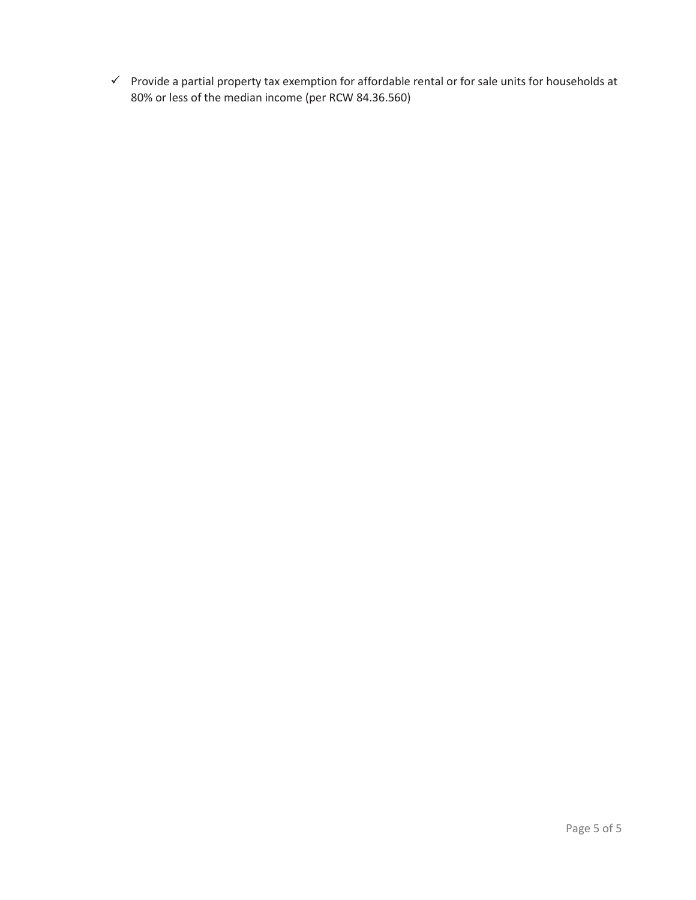- ✓ Provide a partial property tax exemption for affordable rental or for sale units for households at 80% or less of the median income (per RCW 84.36.560)